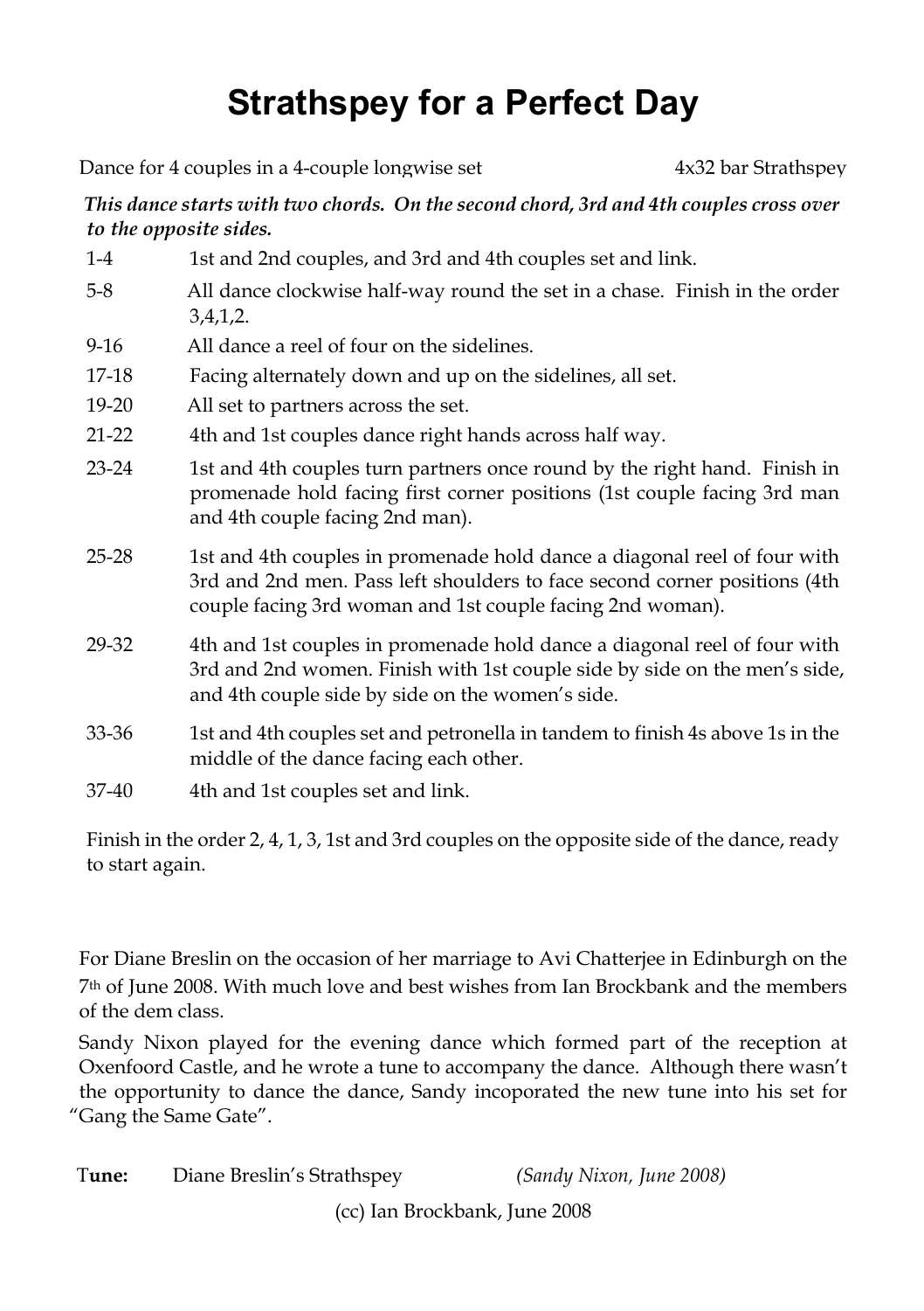# Strathspey for a Perfect Day

Dance for 4 couples in a 4-couple longwise set | 4x32 bar Strathspey

***This dance starts with two chords. On the second chord, 3rd and 4th couples cross over to the opposite sides.***

| | |
|---|---|
| 1-4 | 1st and 2nd couples, and 3rd and 4th couples set and link. |
| 5-8 | All dance clockwise half-way round the set in a chase. Finish in the order 3,4,1,2. |
| 9-16 | All dance a reel of four on the sidelines. |
| 17-18 | Facing alternately down and up on the sidelines, all set. |
| 19-20 | All set to partners across the set. |
| 21-22 | 4th and 1st couples dance right hands across half way. |
| 23-24 | 1st and 4th couples turn partners once round by the right hand. Finish in promenade hold facing first corner positions (1st couple facing 3rd man and 4th couple facing 2nd man). |
| 25-28 | 1st and 4th couples in promenade hold dance a diagonal reel of four with 3rd and 2nd men. Pass left shoulders to face second corner positions (4th couple facing 3rd woman and 1st couple facing 2nd woman). |
| 29-32 | 4th and 1st couples in promenade hold dance a diagonal reel of four with 3rd and 2nd women. Finish with 1st couple side by side on the men's side, and 4th couple side by side on the women's side. |
| 33-36 | 1st and 4th couples set and petronella in tandem to finish 4s above 1s in the middle of the dance facing each other. |
| 37-40 | 4th and 1st couples set and link. |

Finish in the order 2, 4, 1, 3, 1st and 3rd couples on the opposite side of the dance, ready to start again.

For Diane Breslin on the occasion of her marriage to Avi Chatterjee in Edinburgh on the 7th of June 2008. With much love and best wishes from Ian Brockbank and the members of the dem class.

Sandy Nixon played for the evening dance which formed part of the reception at Oxenfoord Castle, and he wrote a tune to accompany the dance. Although there wasn't the opportunity to dance the dance, Sandy incoporated the new tune into his set for "Gang the Same Gate".

**Tune:** Diane Breslin's Strathspey *(Sandy Nixon, June 2008)*

(cc) Ian Brockbank, June 2008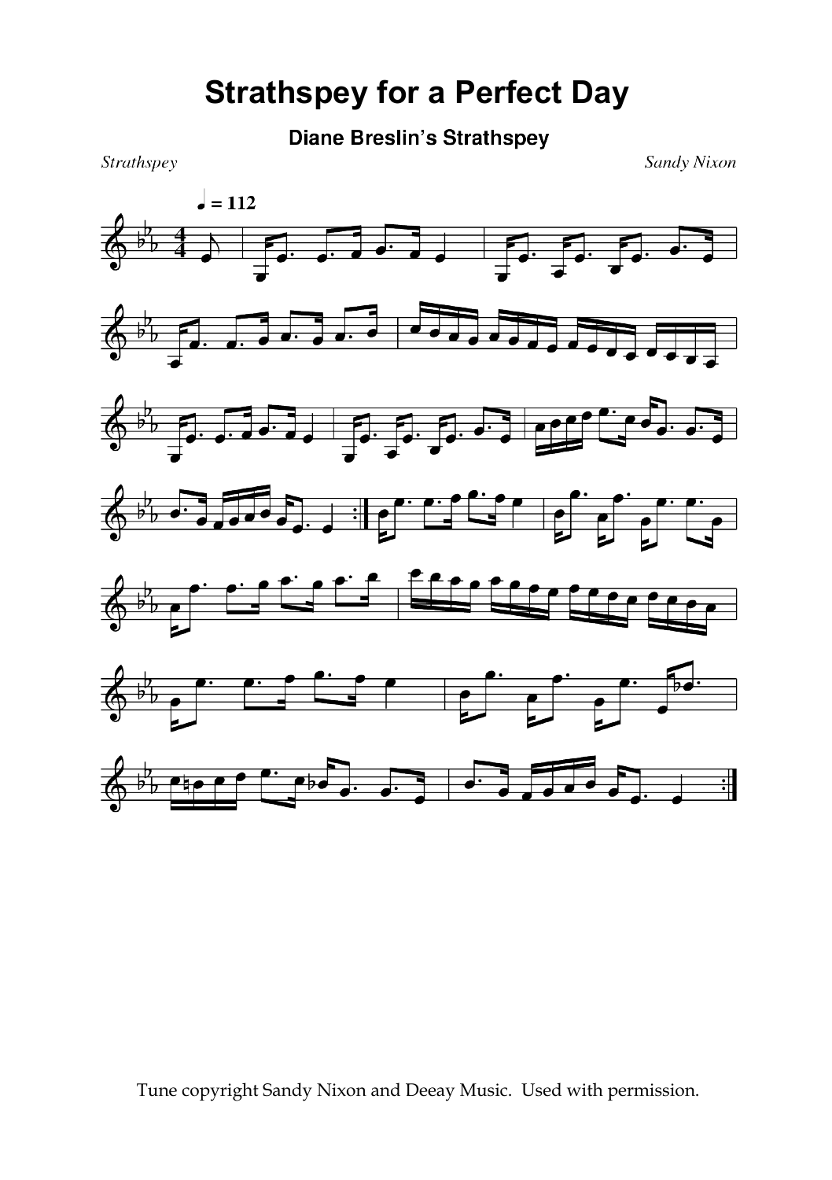# Strathspey for a Perfect Day

## Diane Breslin's Strathspey

*Strathspey* — *Sandy Nixon*

Tune copyright Sandy Nixon and Deeay Music. Used with permission.